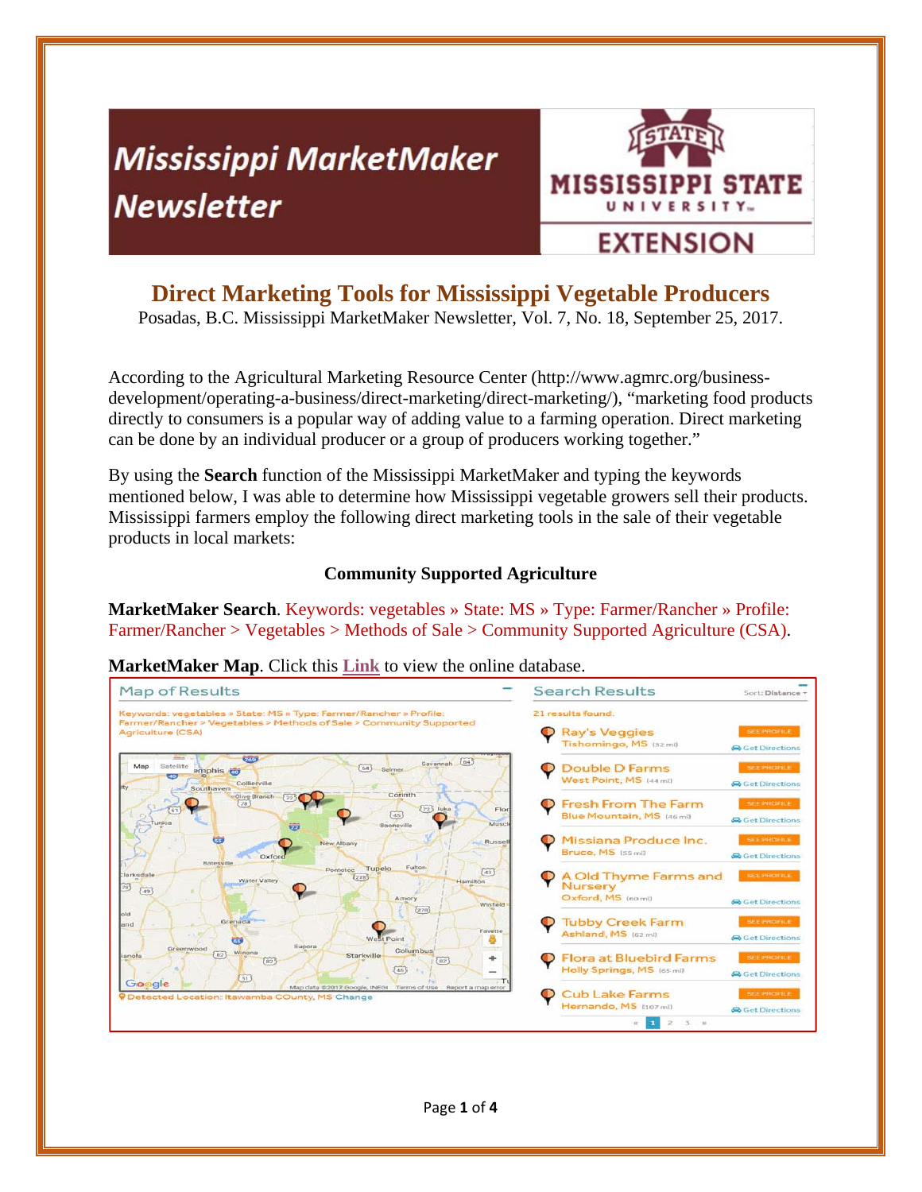# Mississippi MarketMaker Newsletter

MISSISSIPPI STATE UNIVERSITY EXTENSION

## Direct Marketing Tools for Mississippi Vegetable Producers

Posadas, B.C. Mississippi MarketMaker Newsletter, Vol. 7, No. 18, September 25, 2017.

According to the Agricultural Marketing Resource Center (http://www.agmrc.org/business-development/operating-a-business/direct-marketing/direct-marketing/), "marketing food products directly to consumers is a popular way of adding value to a farming operation. Direct marketing can be done by an individual producer or a group of producers working together."

By using the **Search** function of the Mississippi MarketMaker and typing the keywords mentioned below, I was able to determine how Mississippi vegetable growers sell their products. Mississippi farmers employ the following direct marketing tools in the sale of their vegetable products in local markets:

### Community Supported Agriculture

**MarketMaker Search**. Keywords: vegetables » State: MS » Type: Farmer/Rancher » Profile: Farmer/Rancher > Vegetables > Methods of Sale > Community Supported Agriculture (CSA).

**MarketMaker Map**. Click this **Link** to view the online database.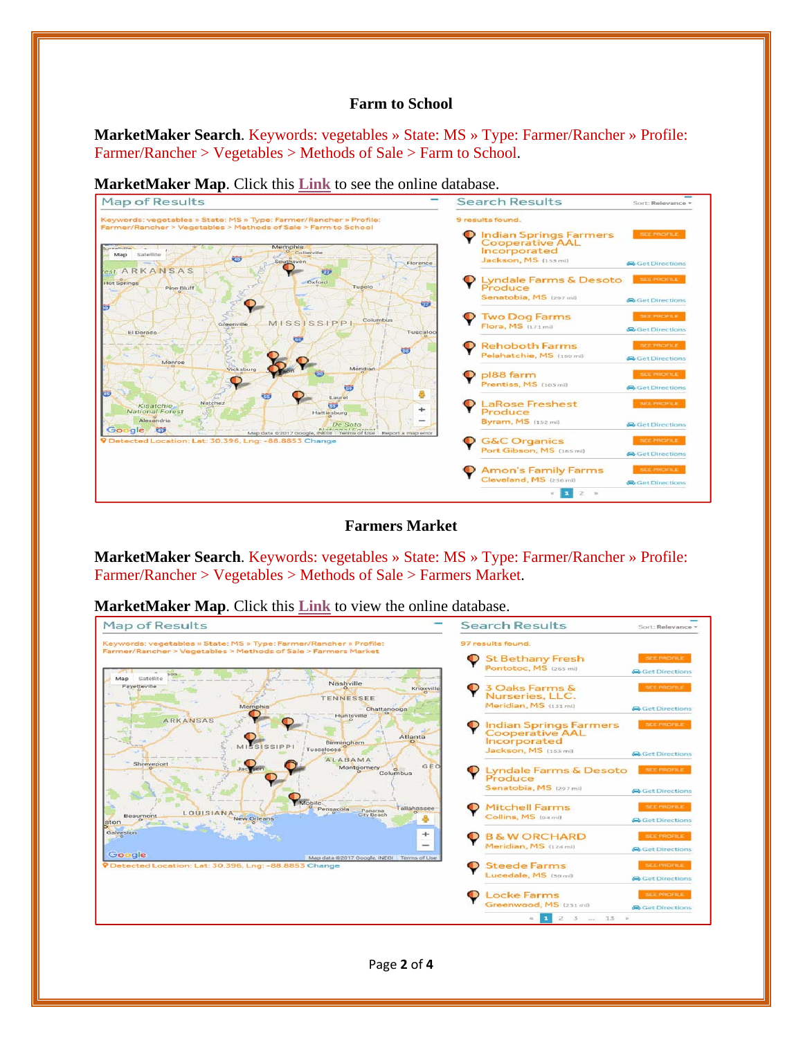## Farm to School

**MarketMaker Search**. Keywords: vegetables » State: MS » Type: Farmer/Rancher » Profile: Farmer/Rancher > Vegetables > Methods of Sale > Farm to School.

**MarketMaker Map**. Click this **Link** to see the online database.

Map of Results

Keywords: vegetables » State: MS » Type: Farmer/Rancher » Profile: Farmer/Rancher > Vegetables > Methods of Sale > Farm to School

Detected Location: Lat: 30.396, Lng: -88.8853 Change

Search Results

9 results found.

- Indian Springs Farmers Cooperative AAL Incorporated — Jackson, MS (155 mi)
- Lyndale Farms & Desoto Produce — Senatobia, MS (297 mi)
- Two Dog Farms — Flora, MS (171 mi)
- Rehoboth Farms — Pelahatchie, MS (150 mi)
- pl88 farm — Prentiss, MS (103 mi)
- LaRose Freshest Produce — Byram, MS (152 mi)
- G&C Organics — Port Gibson, MS (185 mi)
- Amon's Family Farms — Cleveland, MS (256 mi)

## Farmers Market

**MarketMaker Search**. Keywords: vegetables » State: MS » Type: Farmer/Rancher » Profile: Farmer/Rancher > Vegetables > Methods of Sale > Farmers Market.

**MarketMaker Map**. Click this **Link** to view the online database.

Map of Results

Keywords: vegetables » State: MS » Type: Farmer/Rancher » Profile: Farmer/Rancher > Vegetables > Methods of Sale > Farmers Market

Detected Location: Lat: 30.396, Lng: -88.8853 Change

Search Results

97 results found.

- St Bethany Fresh — Pontotoc, MS (265 mi)
- 3 Oaks Farms & Nurseries, LLC. — Meridian, MS (131 mi)
- Indian Springs Farmers Cooperative AAL Incorporated — Jackson, MS (155 mi)
- Lyndale Farms & Desoto Produce — Senatobia, MS (297 mi)
- Mitchell Farms — Collins, MS (94 mi)
- B & W ORCHARD — Meridian, MS (124 mi)
- Steede Farms — Lucedale, MS (50 mi)
- Locke Farms — Greenwood, MS (231 mi)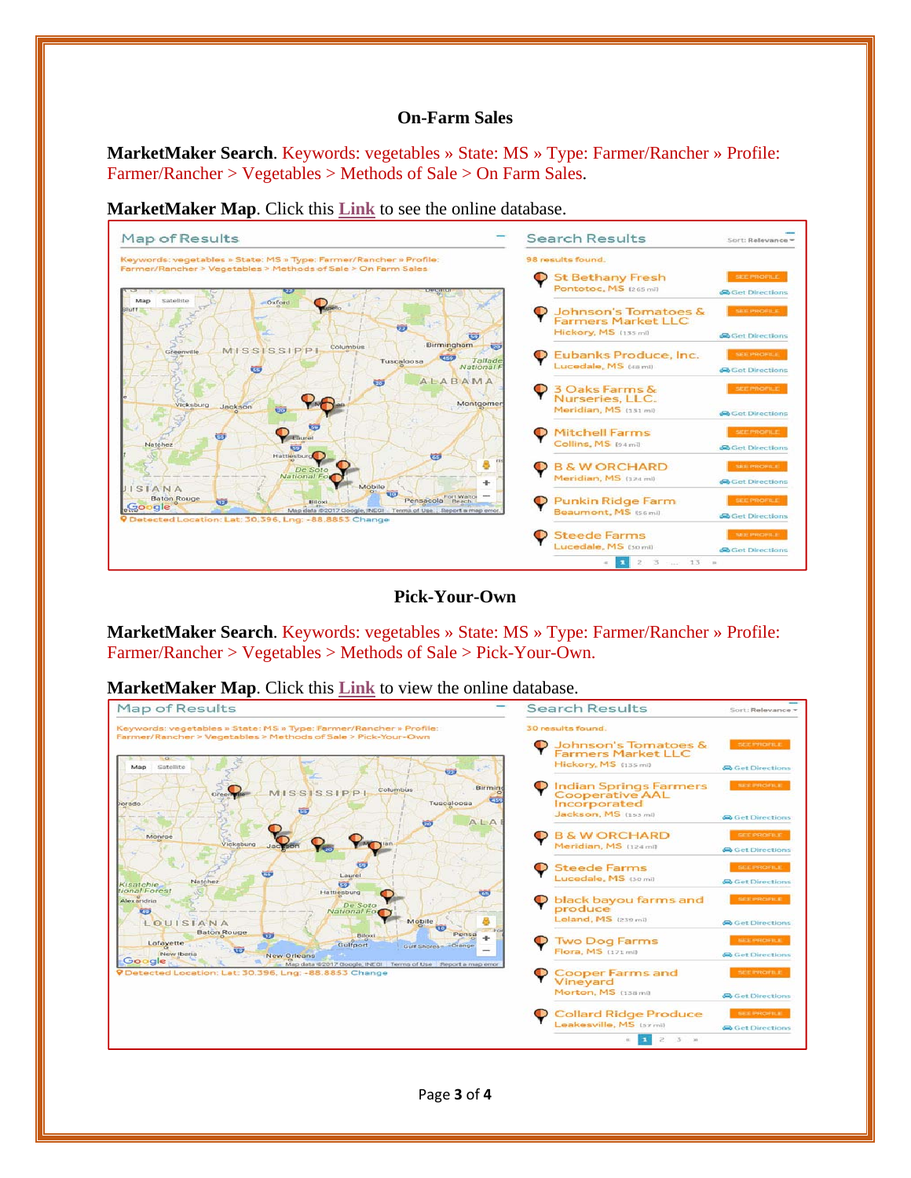## On-Farm Sales

**MarketMaker Search**. Keywords: vegetables » State: MS » Type: Farmer/Rancher » Profile: Farmer/Rancher > Vegetables > Methods of Sale > On Farm Sales.

**MarketMaker Map**. Click this Link to see the online database.

## Pick-Your-Own

**MarketMaker Search**. Keywords: vegetables » State: MS » Type: Farmer/Rancher » Profile: Farmer/Rancher > Vegetables > Methods of Sale > Pick-Your-Own.

**MarketMaker Map**. Click this Link to view the online database.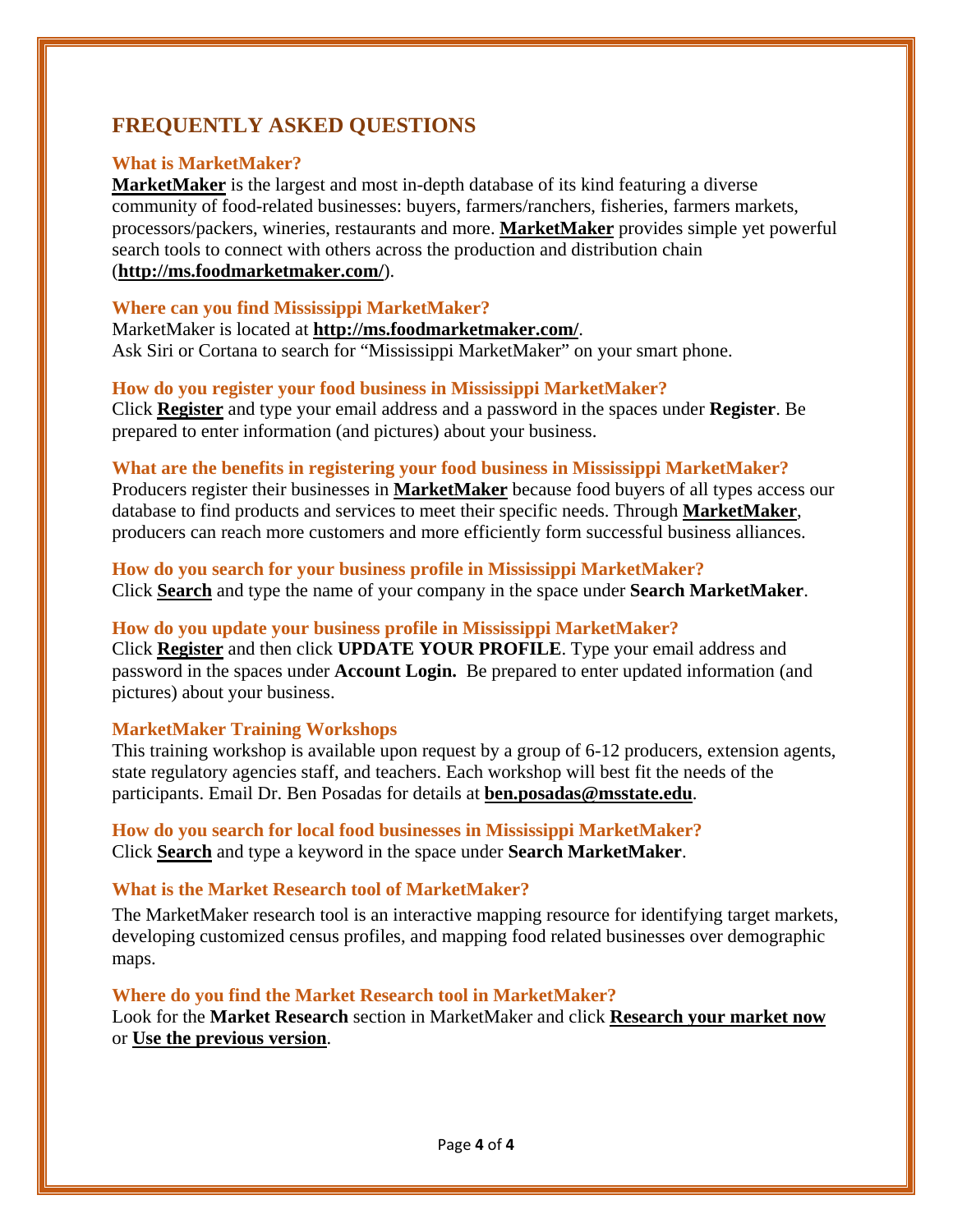## FREQUENTLY ASKED QUESTIONS

### What is MarketMaker?

**MarketMaker** is the largest and most in-depth database of its kind featuring a diverse community of food-related businesses: buyers, farmers/ranchers, fisheries, farmers markets, processors/packers, wineries, restaurants and more. **MarketMaker** provides simple yet powerful search tools to connect with others across the production and distribution chain (**http://ms.foodmarketmaker.com/**).

### Where can you find Mississippi MarketMaker?

MarketMaker is located at **http://ms.foodmarketmaker.com/**.
Ask Siri or Cortana to search for "Mississippi MarketMaker" on your smart phone.

### How do you register your food business in Mississippi MarketMaker?

Click **Register** and type your email address and a password in the spaces under **Register**. Be prepared to enter information (and pictures) about your business.

### What are the benefits in registering your food business in Mississippi MarketMaker?

Producers register their businesses in **MarketMaker** because food buyers of all types access our database to find products and services to meet their specific needs. Through **MarketMaker**, producers can reach more customers and more efficiently form successful business alliances.

### How do you search for your business profile in Mississippi MarketMaker?

Click **Search** and type the name of your company in the space under **Search MarketMaker**.

### How do you update your business profile in Mississippi MarketMaker?

Click **Register** and then click **UPDATE YOUR PROFILE**. Type your email address and password in the spaces under **Account Login.** Be prepared to enter updated information (and pictures) about your business.

### MarketMaker Training Workshops

This training workshop is available upon request by a group of 6-12 producers, extension agents, state regulatory agencies staff, and teachers. Each workshop will best fit the needs of the participants. Email Dr. Ben Posadas for details at **ben.posadas@msstate.edu**.

### How do you search for local food businesses in Mississippi MarketMaker?

Click **Search** and type a keyword in the space under **Search MarketMaker**.

### What is the Market Research tool of MarketMaker?

The MarketMaker research tool is an interactive mapping resource for identifying target markets, developing customized census profiles, and mapping food related businesses over demographic maps.

### Where do you find the Market Research tool in MarketMaker?

Look for the **Market Research** section in MarketMaker and click **Research your market now** or **Use the previous version**.